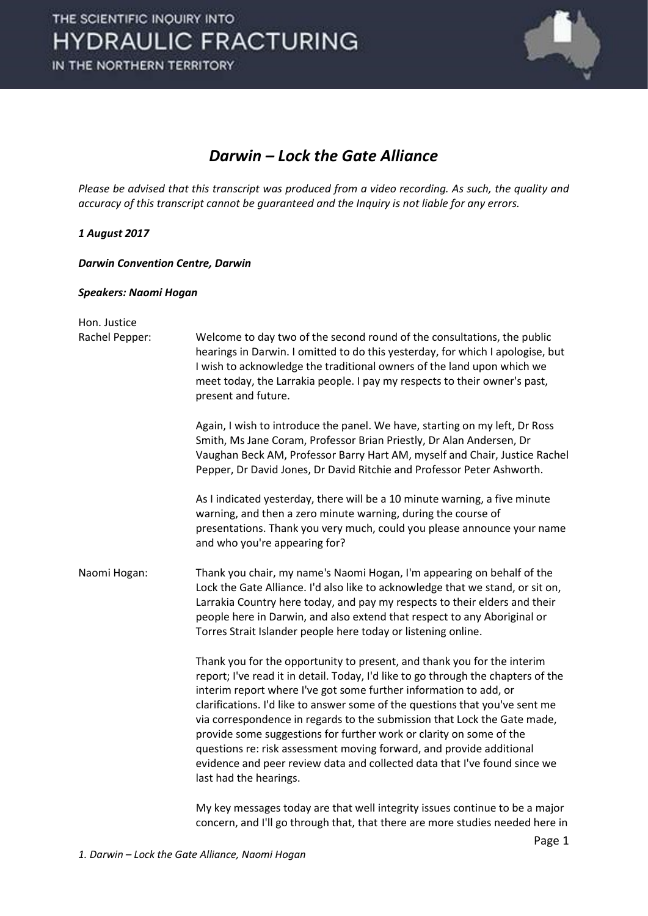# *Darwin – Lock the Gate Alliance*

*Please be advised that this transcript was produced from a video recording. As such, the quality and accuracy of this transcript cannot be guaranteed and the Inquiry is not liable for any errors.*

***1 August 2017***

***Darwin Convention Centre, Darwin***

***Speakers: Naomi Hogan***

Hon. Justice Rachel Pepper: Welcome to day two of the second round of the consultations, the public hearings in Darwin. I omitted to do this yesterday, for which I apologise, but I wish to acknowledge the traditional owners of the land upon which we meet today, the Larrakia people. I pay my respects to their owner's past, present and future.

Again, I wish to introduce the panel. We have, starting on my left, Dr Ross Smith, Ms Jane Coram, Professor Brian Priestly, Dr Alan Andersen, Dr Vaughan Beck AM, Professor Barry Hart AM, myself and Chair, Justice Rachel Pepper, Dr David Jones, Dr David Ritchie and Professor Peter Ashworth.

As I indicated yesterday, there will be a 10 minute warning, a five minute warning, and then a zero minute warning, during the course of presentations. Thank you very much, could you please announce your name and who you're appearing for?

Naomi Hogan: Thank you chair, my name's Naomi Hogan, I'm appearing on behalf of the Lock the Gate Alliance. I'd also like to acknowledge that we stand, or sit on, Larrakia Country here today, and pay my respects to their elders and their people here in Darwin, and also extend that respect to any Aboriginal or Torres Strait Islander people here today or listening online.

Thank you for the opportunity to present, and thank you for the interim report; I've read it in detail. Today, I'd like to go through the chapters of the interim report where I've got some further information to add, or clarifications. I'd like to answer some of the questions that you've sent me via correspondence in regards to the submission that Lock the Gate made, provide some suggestions for further work or clarity on some of the questions re: risk assessment moving forward, and provide additional evidence and peer review data and collected data that I've found since we last had the hearings.

My key messages today are that well integrity issues continue to be a major concern, and I'll go through that, that there are more studies needed here in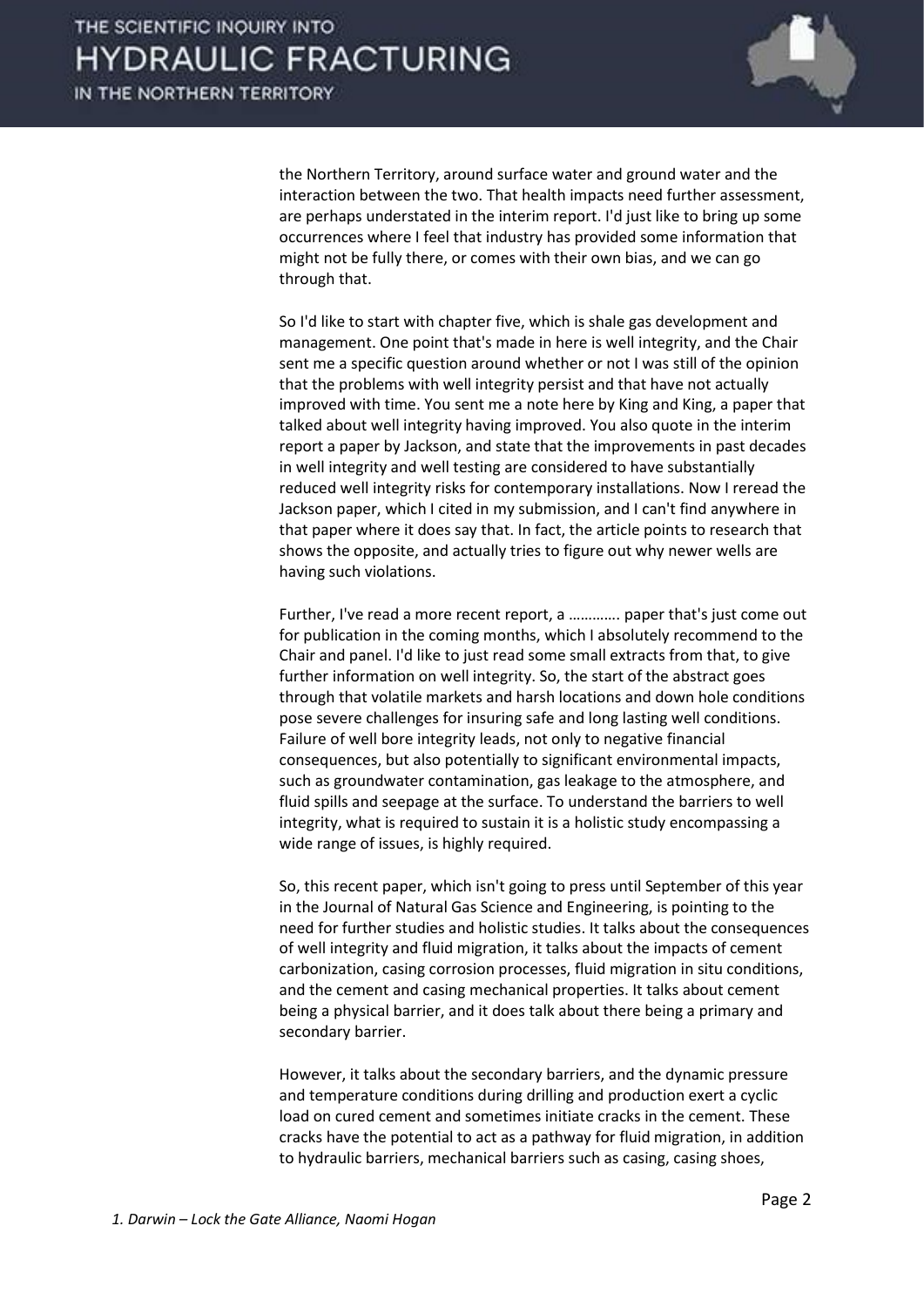the Northern Territory, around surface water and ground water and the interaction between the two. That health impacts need further assessment, are perhaps understated in the interim report. I'd just like to bring up some occurrences where I feel that industry has provided some information that might not be fully there, or comes with their own bias, and we can go through that.

So I'd like to start with chapter five, which is shale gas development and management. One point that's made in here is well integrity, and the Chair sent me a specific question around whether or not I was still of the opinion that the problems with well integrity persist and that have not actually improved with time. You sent me a note here by King and King, a paper that talked about well integrity having improved. You also quote in the interim report a paper by Jackson, and state that the improvements in past decades in well integrity and well testing are considered to have substantially reduced well integrity risks for contemporary installations. Now I reread the Jackson paper, which I cited in my submission, and I can't find anywhere in that paper where it does say that. In fact, the article points to research that shows the opposite, and actually tries to figure out why newer wells are having such violations.

Further, I've read a more recent report, a …………. paper that's just come out for publication in the coming months, which I absolutely recommend to the Chair and panel. I'd like to just read some small extracts from that, to give further information on well integrity. So, the start of the abstract goes through that volatile markets and harsh locations and down hole conditions pose severe challenges for insuring safe and long lasting well conditions. Failure of well bore integrity leads, not only to negative financial consequences, but also potentially to significant environmental impacts, such as groundwater contamination, gas leakage to the atmosphere, and fluid spills and seepage at the surface. To understand the barriers to well integrity, what is required to sustain it is a holistic study encompassing a wide range of issues, is highly required.

So, this recent paper, which isn't going to press until September of this year in the Journal of Natural Gas Science and Engineering, is pointing to the need for further studies and holistic studies. It talks about the consequences of well integrity and fluid migration, it talks about the impacts of cement carbonization, casing corrosion processes, fluid migration in situ conditions, and the cement and casing mechanical properties. It talks about cement being a physical barrier, and it does talk about there being a primary and secondary barrier.

However, it talks about the secondary barriers, and the dynamic pressure and temperature conditions during drilling and production exert a cyclic load on cured cement and sometimes initiate cracks in the cement. These cracks have the potential to act as a pathway for fluid migration, in addition to hydraulic barriers, mechanical barriers such as casing, casing shoes,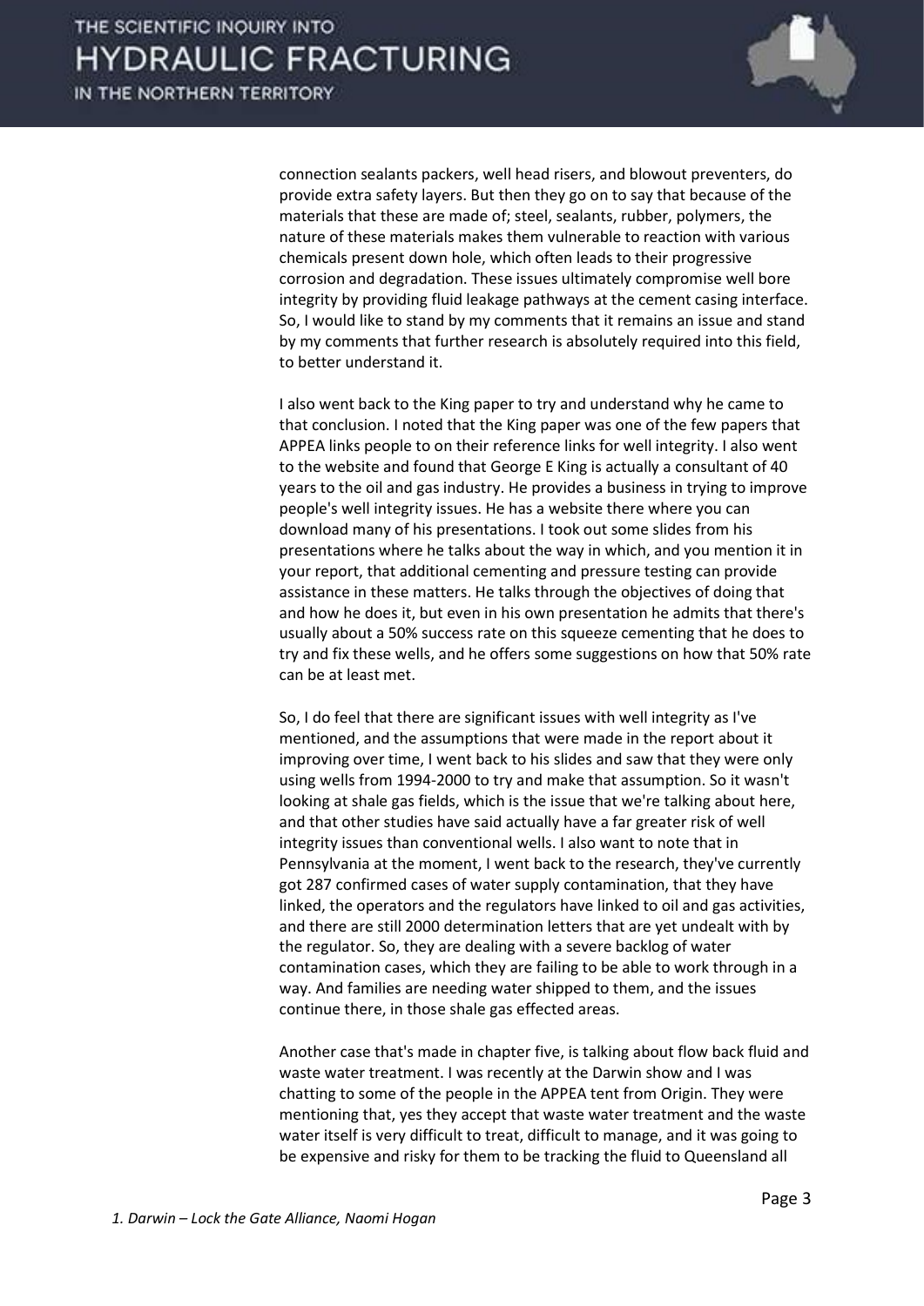connection sealants packers, well head risers, and blowout preventers, do provide extra safety layers. But then they go on to say that because of the materials that these are made of; steel, sealants, rubber, polymers, the nature of these materials makes them vulnerable to reaction with various chemicals present down hole, which often leads to their progressive corrosion and degradation. These issues ultimately compromise well bore integrity by providing fluid leakage pathways at the cement casing interface. So, I would like to stand by my comments that it remains an issue and stand by my comments that further research is absolutely required into this field, to better understand it.

I also went back to the King paper to try and understand why he came to that conclusion. I noted that the King paper was one of the few papers that APPEA links people to on their reference links for well integrity. I also went to the website and found that George E King is actually a consultant of 40 years to the oil and gas industry. He provides a business in trying to improve people's well integrity issues. He has a website there where you can download many of his presentations. I took out some slides from his presentations where he talks about the way in which, and you mention it in your report, that additional cementing and pressure testing can provide assistance in these matters. He talks through the objectives of doing that and how he does it, but even in his own presentation he admits that there's usually about a 50% success rate on this squeeze cementing that he does to try and fix these wells, and he offers some suggestions on how that 50% rate can be at least met.

So, I do feel that there are significant issues with well integrity as I've mentioned, and the assumptions that were made in the report about it improving over time, I went back to his slides and saw that they were only using wells from 1994-2000 to try and make that assumption. So it wasn't looking at shale gas fields, which is the issue that we're talking about here, and that other studies have said actually have a far greater risk of well integrity issues than conventional wells. I also want to note that in Pennsylvania at the moment, I went back to the research, they've currently got 287 confirmed cases of water supply contamination, that they have linked, the operators and the regulators have linked to oil and gas activities, and there are still 2000 determination letters that are yet undealt with by the regulator. So, they are dealing with a severe backlog of water contamination cases, which they are failing to be able to work through in a way. And families are needing water shipped to them, and the issues continue there, in those shale gas effected areas.

Another case that's made in chapter five, is talking about flow back fluid and waste water treatment. I was recently at the Darwin show and I was chatting to some of the people in the APPEA tent from Origin. They were mentioning that, yes they accept that waste water treatment and the waste water itself is very difficult to treat, difficult to manage, and it was going to be expensive and risky for them to be tracking the fluid to Queensland all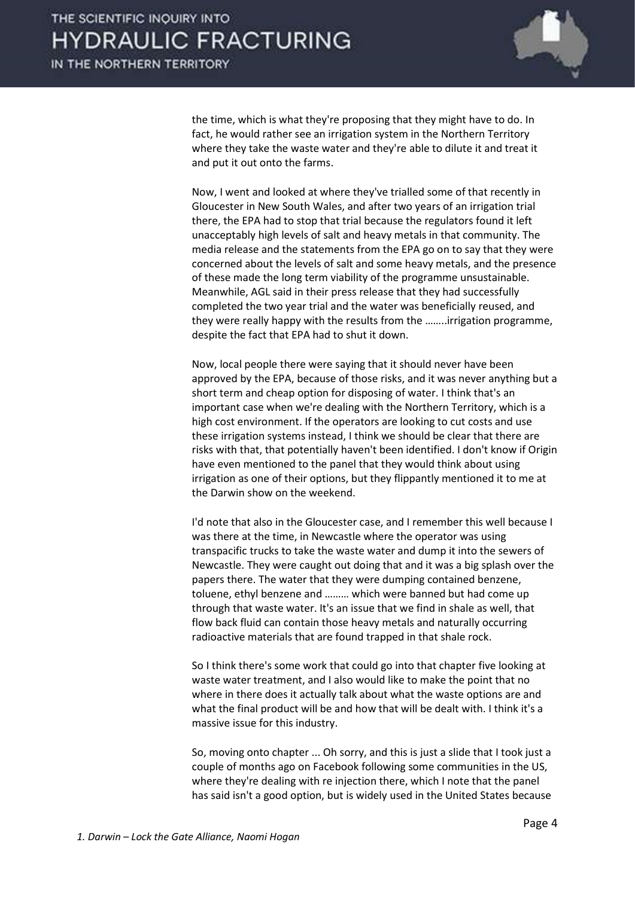the time, which is what they're proposing that they might have to do. In fact, he would rather see an irrigation system in the Northern Territory where they take the waste water and they're able to dilute it and treat it and put it out onto the farms.

Now, I went and looked at where they've trialled some of that recently in Gloucester in New South Wales, and after two years of an irrigation trial there, the EPA had to stop that trial because the regulators found it left unacceptably high levels of salt and heavy metals in that community. The media release and the statements from the EPA go on to say that they were concerned about the levels of salt and some heavy metals, and the presence of these made the long term viability of the programme unsustainable. Meanwhile, AGL said in their press release that they had successfully completed the two year trial and the water was beneficially reused, and they were really happy with the results from the ……..irrigation programme, despite the fact that EPA had to shut it down.

Now, local people there were saying that it should never have been approved by the EPA, because of those risks, and it was never anything but a short term and cheap option for disposing of water. I think that's an important case when we're dealing with the Northern Territory, which is a high cost environment. If the operators are looking to cut costs and use these irrigation systems instead, I think we should be clear that there are risks with that, that potentially haven't been identified. I don't know if Origin have even mentioned to the panel that they would think about using irrigation as one of their options, but they flippantly mentioned it to me at the Darwin show on the weekend.

I'd note that also in the Gloucester case, and I remember this well because I was there at the time, in Newcastle where the operator was using transpacific trucks to take the waste water and dump it into the sewers of Newcastle. They were caught out doing that and it was a big splash over the papers there. The water that they were dumping contained benzene, toluene, ethyl benzene and ……… which were banned but had come up through that waste water. It's an issue that we find in shale as well, that flow back fluid can contain those heavy metals and naturally occurring radioactive materials that are found trapped in that shale rock.

So I think there's some work that could go into that chapter five looking at waste water treatment, and I also would like to make the point that no where in there does it actually talk about what the waste options are and what the final product will be and how that will be dealt with. I think it's a massive issue for this industry.

So, moving onto chapter ... Oh sorry, and this is just a slide that I took just a couple of months ago on Facebook following some communities in the US, where they're dealing with re injection there, which I note that the panel has said isn't a good option, but is widely used in the United States because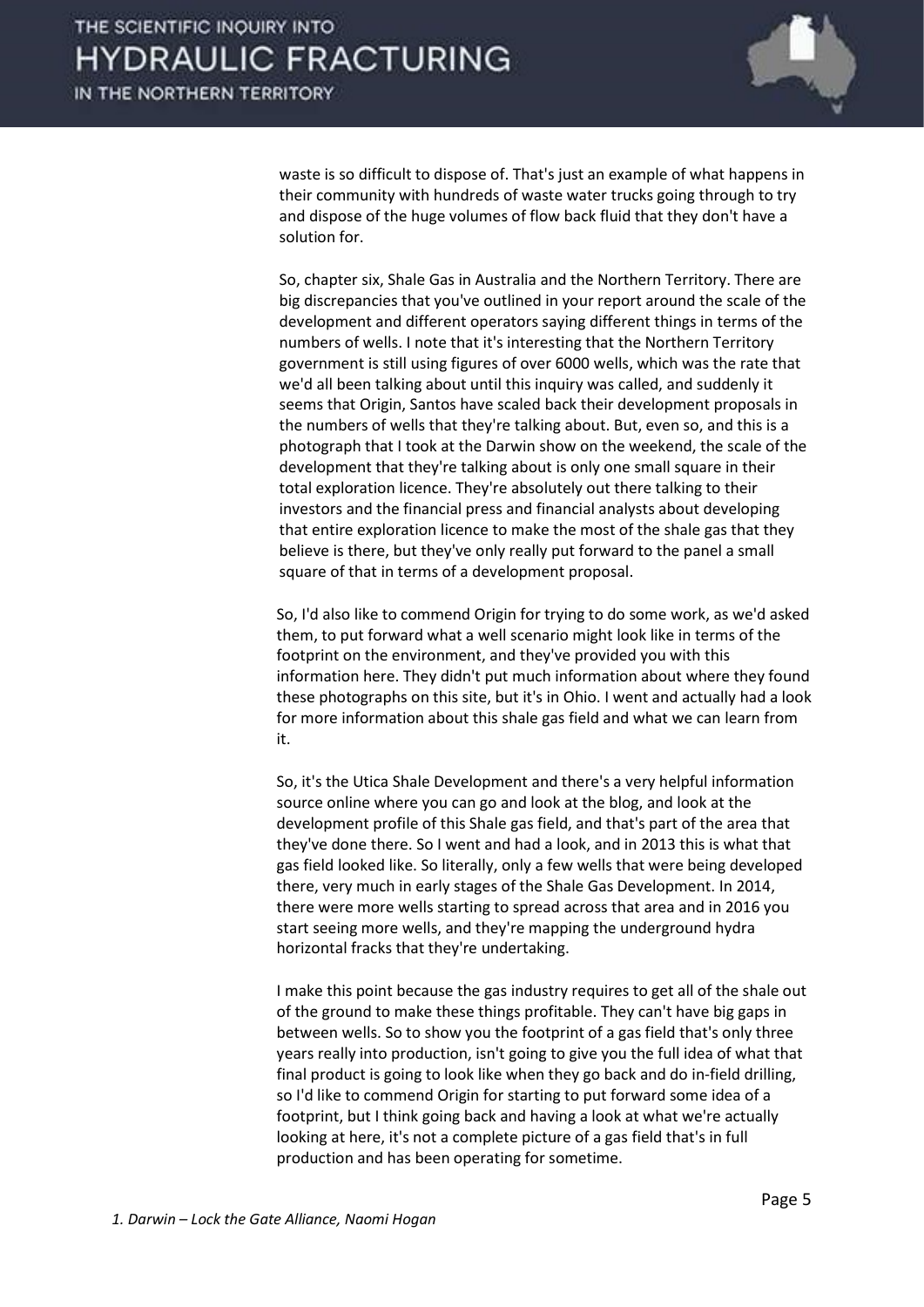waste is so difficult to dispose of. That's just an example of what happens in their community with hundreds of waste water trucks going through to try and dispose of the huge volumes of flow back fluid that they don't have a solution for.

So, chapter six, Shale Gas in Australia and the Northern Territory. There are big discrepancies that you've outlined in your report around the scale of the development and different operators saying different things in terms of the numbers of wells. I note that it's interesting that the Northern Territory government is still using figures of over 6000 wells, which was the rate that we'd all been talking about until this inquiry was called, and suddenly it seems that Origin, Santos have scaled back their development proposals in the numbers of wells that they're talking about. But, even so, and this is a photograph that I took at the Darwin show on the weekend, the scale of the development that they're talking about is only one small square in their total exploration licence. They're absolutely out there talking to their investors and the financial press and financial analysts about developing that entire exploration licence to make the most of the shale gas that they believe is there, but they've only really put forward to the panel a small square of that in terms of a development proposal.

So, I'd also like to commend Origin for trying to do some work, as we'd asked them, to put forward what a well scenario might look like in terms of the footprint on the environment, and they've provided you with this information here. They didn't put much information about where they found these photographs on this site, but it's in Ohio. I went and actually had a look for more information about this shale gas field and what we can learn from it.

So, it's the Utica Shale Development and there's a very helpful information source online where you can go and look at the blog, and look at the development profile of this Shale gas field, and that's part of the area that they've done there. So I went and had a look, and in 2013 this is what that gas field looked like. So literally, only a few wells that were being developed there, very much in early stages of the Shale Gas Development. In 2014, there were more wells starting to spread across that area and in 2016 you start seeing more wells, and they're mapping the underground hydra horizontal fracks that they're undertaking.

I make this point because the gas industry requires to get all of the shale out of the ground to make these things profitable. They can't have big gaps in between wells. So to show you the footprint of a gas field that's only three years really into production, isn't going to give you the full idea of what that final product is going to look like when they go back and do in-field drilling, so I'd like to commend Origin for starting to put forward some idea of a footprint, but I think going back and having a look at what we're actually looking at here, it's not a complete picture of a gas field that's in full production and has been operating for sometime.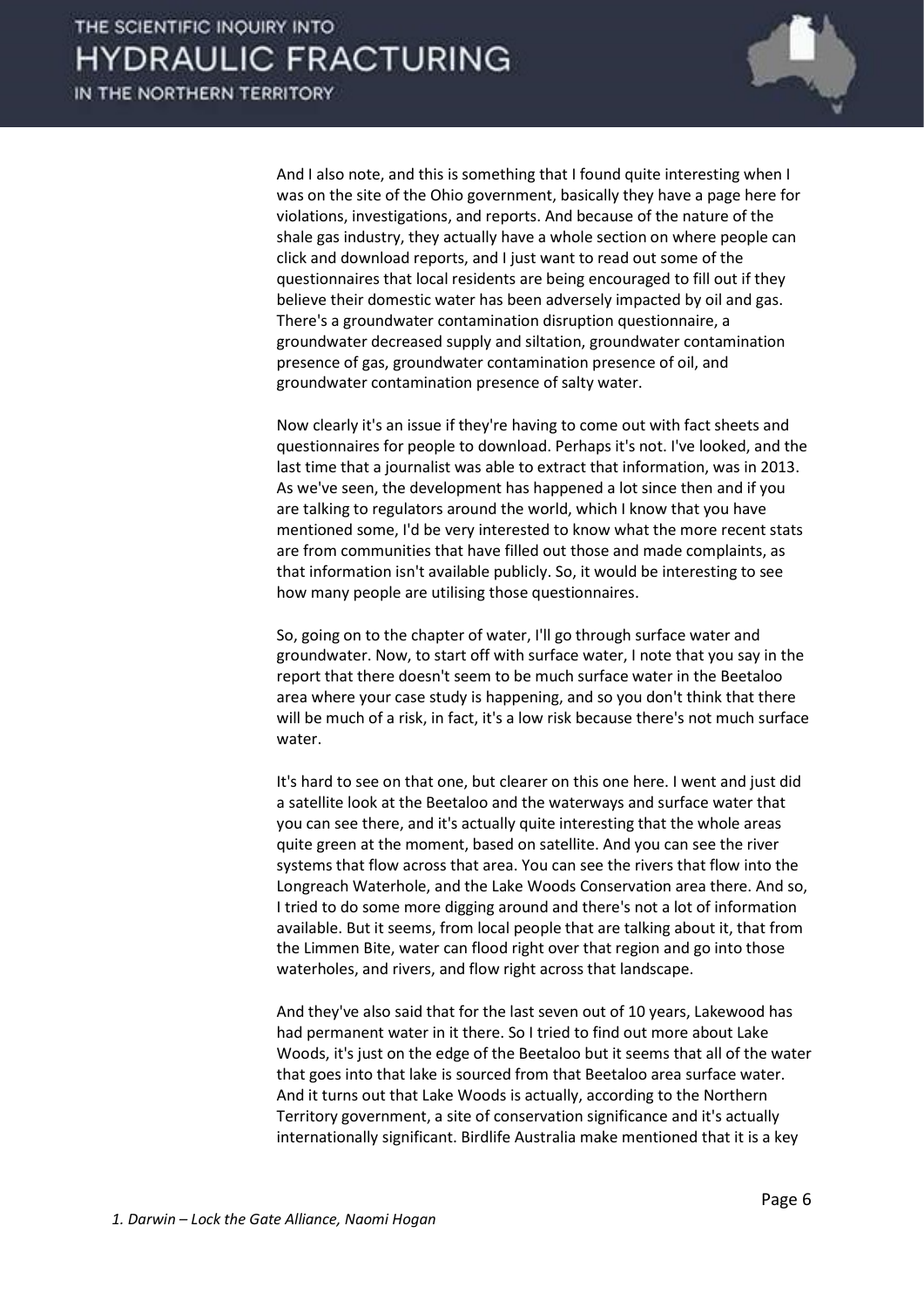And I also note, and this is something that I found quite interesting when I was on the site of the Ohio government, basically they have a page here for violations, investigations, and reports. And because of the nature of the shale gas industry, they actually have a whole section on where people can click and download reports, and I just want to read out some of the questionnaires that local residents are being encouraged to fill out if they believe their domestic water has been adversely impacted by oil and gas. There's a groundwater contamination disruption questionnaire, a groundwater decreased supply and siltation, groundwater contamination presence of gas, groundwater contamination presence of oil, and groundwater contamination presence of salty water.

Now clearly it's an issue if they're having to come out with fact sheets and questionnaires for people to download. Perhaps it's not. I've looked, and the last time that a journalist was able to extract that information, was in 2013. As we've seen, the development has happened a lot since then and if you are talking to regulators around the world, which I know that you have mentioned some, I'd be very interested to know what the more recent stats are from communities that have filled out those and made complaints, as that information isn't available publicly. So, it would be interesting to see how many people are utilising those questionnaires.

So, going on to the chapter of water, I'll go through surface water and groundwater. Now, to start off with surface water, I note that you say in the report that there doesn't seem to be much surface water in the Beetaloo area where your case study is happening, and so you don't think that there will be much of a risk, in fact, it's a low risk because there's not much surface water.

It's hard to see on that one, but clearer on this one here. I went and just did a satellite look at the Beetaloo and the waterways and surface water that you can see there, and it's actually quite interesting that the whole areas quite green at the moment, based on satellite. And you can see the river systems that flow across that area. You can see the rivers that flow into the Longreach Waterhole, and the Lake Woods Conservation area there. And so, I tried to do some more digging around and there's not a lot of information available. But it seems, from local people that are talking about it, that from the Limmen Bite, water can flood right over that region and go into those waterholes, and rivers, and flow right across that landscape.

And they've also said that for the last seven out of 10 years, Lakewood has had permanent water in it there. So I tried to find out more about Lake Woods, it's just on the edge of the Beetaloo but it seems that all of the water that goes into that lake is sourced from that Beetaloo area surface water. And it turns out that Lake Woods is actually, according to the Northern Territory government, a site of conservation significance and it's actually internationally significant. Birdlife Australia make mentioned that it is a key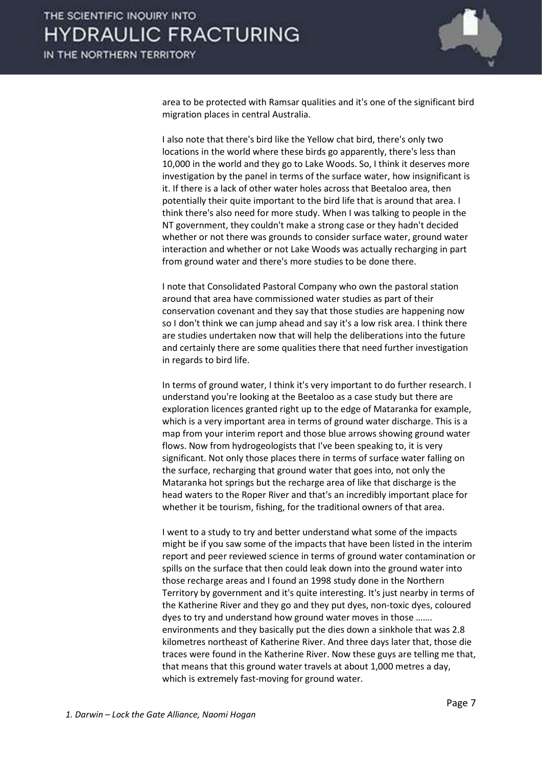area to be protected with Ramsar qualities and it's one of the significant bird migration places in central Australia.

I also note that there's bird like the Yellow chat bird, there's only two locations in the world where these birds go apparently, there's less than 10,000 in the world and they go to Lake Woods. So, I think it deserves more investigation by the panel in terms of the surface water, how insignificant is it. If there is a lack of other water holes across that Beetaloo area, then potentially their quite important to the bird life that is around that area. I think there's also need for more study. When I was talking to people in the NT government, they couldn't make a strong case or they hadn't decided whether or not there was grounds to consider surface water, ground water interaction and whether or not Lake Woods was actually recharging in part from ground water and there's more studies to be done there.

I note that Consolidated Pastoral Company who own the pastoral station around that area have commissioned water studies as part of their conservation covenant and they say that those studies are happening now so I don't think we can jump ahead and say it's a low risk area. I think there are studies undertaken now that will help the deliberations into the future and certainly there are some qualities there that need further investigation in regards to bird life.

In terms of ground water, I think it's very important to do further research. I understand you're looking at the Beetaloo as a case study but there are exploration licences granted right up to the edge of Mataranka for example, which is a very important area in terms of ground water discharge. This is a map from your interim report and those blue arrows showing ground water flows. Now from hydrogeologists that I've been speaking to, it is very significant. Not only those places there in terms of surface water falling on the surface, recharging that ground water that goes into, not only the Mataranka hot springs but the recharge area of like that discharge is the head waters to the Roper River and that's an incredibly important place for whether it be tourism, fishing, for the traditional owners of that area.

I went to a study to try and better understand what some of the impacts might be if you saw some of the impacts that have been listed in the interim report and peer reviewed science in terms of ground water contamination or spills on the surface that then could leak down into the ground water into those recharge areas and I found an 1998 study done in the Northern Territory by government and it's quite interesting. It's just nearby in terms of the Katherine River and they go and they put dyes, non-toxic dyes, coloured dyes to try and understand how ground water moves in those ……. environments and they basically put the dies down a sinkhole that was 2.8 kilometres northeast of Katherine River. And three days later that, those die traces were found in the Katherine River. Now these guys are telling me that, that means that this ground water travels at about 1,000 metres a day, which is extremely fast-moving for ground water.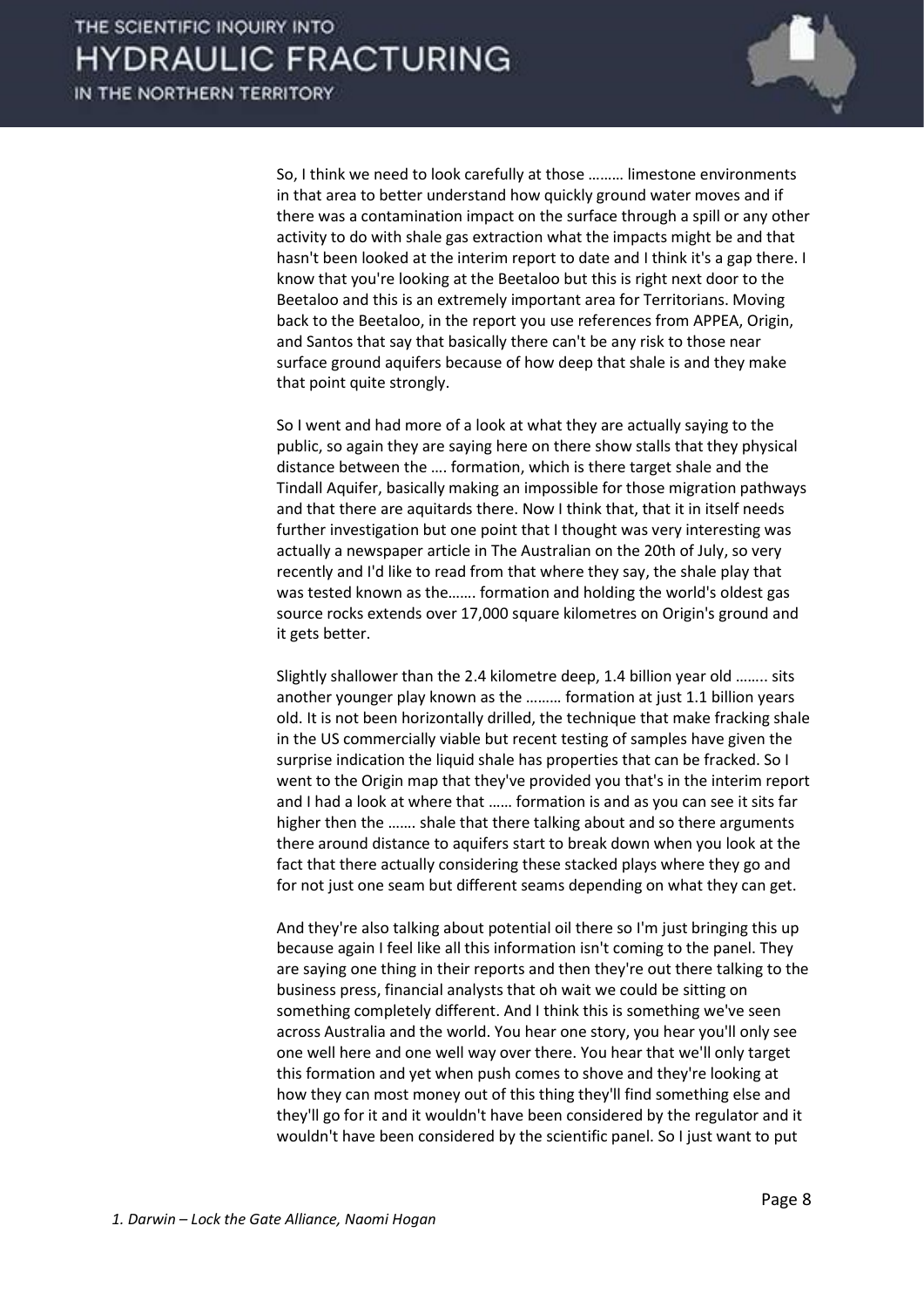So, I think we need to look carefully at those ……… limestone environments in that area to better understand how quickly ground water moves and if there was a contamination impact on the surface through a spill or any other activity to do with shale gas extraction what the impacts might be and that hasn't been looked at the interim report to date and I think it's a gap there. I know that you're looking at the Beetaloo but this is right next door to the Beetaloo and this is an extremely important area for Territorians. Moving back to the Beetaloo, in the report you use references from APPEA, Origin, and Santos that say that basically there can't be any risk to those near surface ground aquifers because of how deep that shale is and they make that point quite strongly.

So I went and had more of a look at what they are actually saying to the public, so again they are saying here on there show stalls that they physical distance between the …. formation, which is there target shale and the Tindall Aquifer, basically making an impossible for those migration pathways and that there are aquitards there. Now I think that, that it in itself needs further investigation but one point that I thought was very interesting was actually a newspaper article in The Australian on the 20th of July, so very recently and I'd like to read from that where they say, the shale play that was tested known as the……. formation and holding the world's oldest gas source rocks extends over 17,000 square kilometres on Origin's ground and it gets better.

Slightly shallower than the 2.4 kilometre deep, 1.4 billion year old …….. sits another younger play known as the ……… formation at just 1.1 billion years old. It is not been horizontally drilled, the technique that make fracking shale in the US commercially viable but recent testing of samples have given the surprise indication the liquid shale has properties that can be fracked. So I went to the Origin map that they've provided you that's in the interim report and I had a look at where that …… formation is and as you can see it sits far higher then the ……. shale that there talking about and so there arguments there around distance to aquifers start to break down when you look at the fact that there actually considering these stacked plays where they go and for not just one seam but different seams depending on what they can get.

And they're also talking about potential oil there so I'm just bringing this up because again I feel like all this information isn't coming to the panel. They are saying one thing in their reports and then they're out there talking to the business press, financial analysts that oh wait we could be sitting on something completely different. And I think this is something we've seen across Australia and the world. You hear one story, you hear you'll only see one well here and one well way over there. You hear that we'll only target this formation and yet when push comes to shove and they're looking at how they can most money out of this thing they'll find something else and they'll go for it and it wouldn't have been considered by the regulator and it wouldn't have been considered by the scientific panel. So I just want to put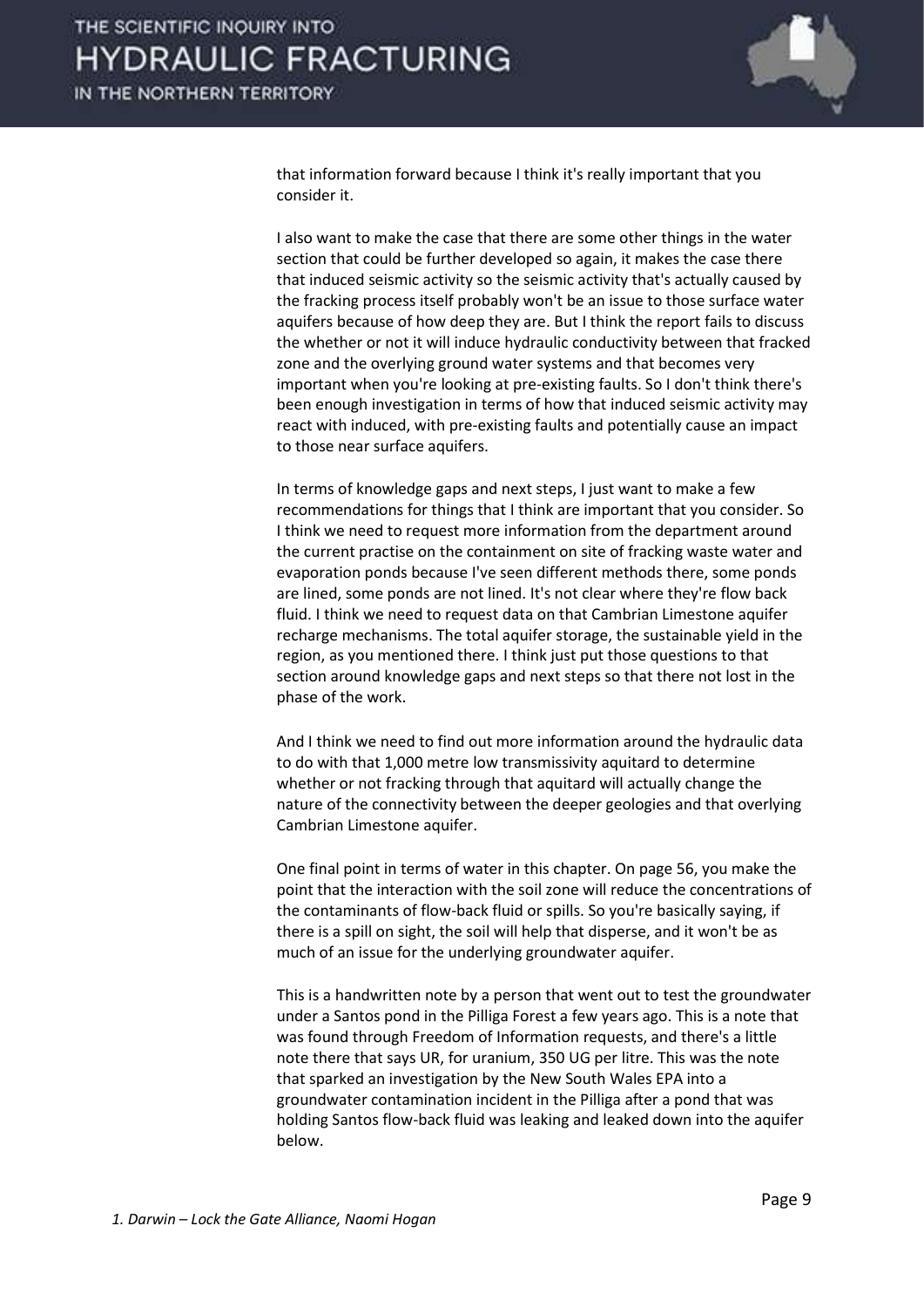that information forward because I think it's really important that you consider it.

I also want to make the case that there are some other things in the water section that could be further developed so again, it makes the case there that induced seismic activity so the seismic activity that's actually caused by the fracking process itself probably won't be an issue to those surface water aquifers because of how deep they are. But I think the report fails to discuss the whether or not it will induce hydraulic conductivity between that fracked zone and the overlying ground water systems and that becomes very important when you're looking at pre-existing faults. So I don't think there's been enough investigation in terms of how that induced seismic activity may react with induced, with pre-existing faults and potentially cause an impact to those near surface aquifers.

In terms of knowledge gaps and next steps, I just want to make a few recommendations for things that I think are important that you consider. So I think we need to request more information from the department around the current practise on the containment on site of fracking waste water and evaporation ponds because I've seen different methods there, some ponds are lined, some ponds are not lined. It's not clear where they're flow back fluid. I think we need to request data on that Cambrian Limestone aquifer recharge mechanisms. The total aquifer storage, the sustainable yield in the region, as you mentioned there. I think just put those questions to that section around knowledge gaps and next steps so that there not lost in the phase of the work.

And I think we need to find out more information around the hydraulic data to do with that 1,000 metre low transmissivity aquitard to determine whether or not fracking through that aquitard will actually change the nature of the connectivity between the deeper geologies and that overlying Cambrian Limestone aquifer.

One final point in terms of water in this chapter. On page 56, you make the point that the interaction with the soil zone will reduce the concentrations of the contaminants of flow-back fluid or spills. So you're basically saying, if there is a spill on sight, the soil will help that disperse, and it won't be as much of an issue for the underlying groundwater aquifer.

This is a handwritten note by a person that went out to test the groundwater under a Santos pond in the Pilliga Forest a few years ago. This is a note that was found through Freedom of Information requests, and there's a little note there that says UR, for uranium, 350 UG per litre. This was the note that sparked an investigation by the New South Wales EPA into a groundwater contamination incident in the Pilliga after a pond that was holding Santos flow-back fluid was leaking and leaked down into the aquifer below.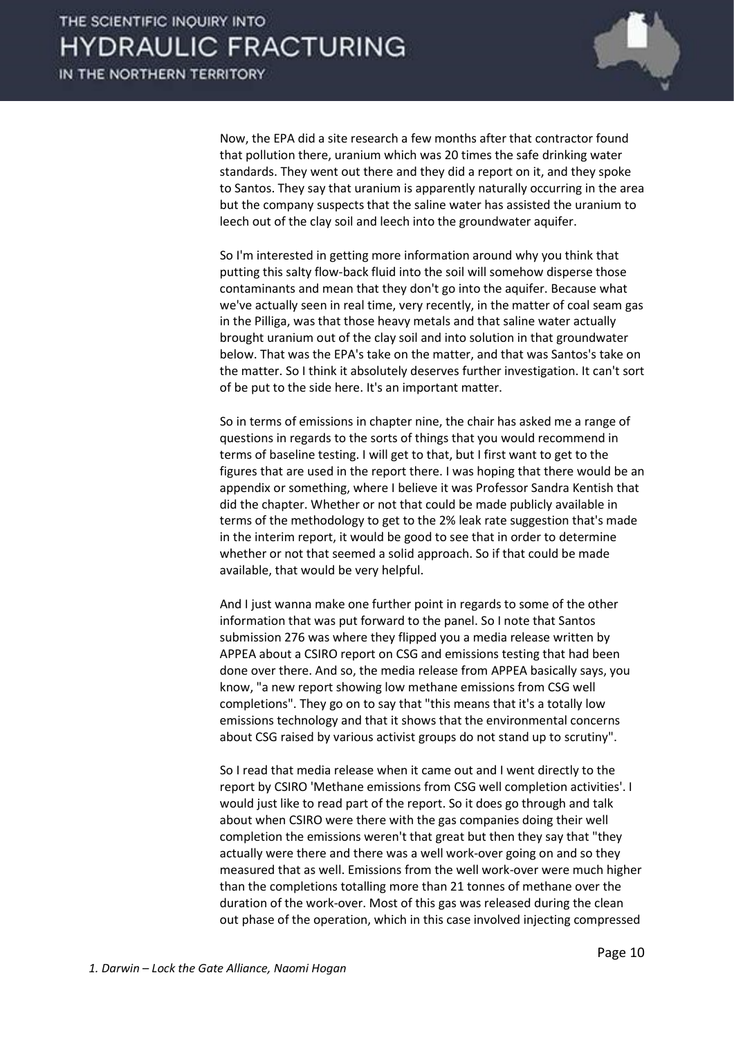Now, the EPA did a site research a few months after that contractor found that pollution there, uranium which was 20 times the safe drinking water standards. They went out there and they did a report on it, and they spoke to Santos. They say that uranium is apparently naturally occurring in the area but the company suspects that the saline water has assisted the uranium to leech out of the clay soil and leech into the groundwater aquifer.

So I'm interested in getting more information around why you think that putting this salty flow-back fluid into the soil will somehow disperse those contaminants and mean that they don't go into the aquifer. Because what we've actually seen in real time, very recently, in the matter of coal seam gas in the Pilliga, was that those heavy metals and that saline water actually brought uranium out of the clay soil and into solution in that groundwater below. That was the EPA's take on the matter, and that was Santos's take on the matter. So I think it absolutely deserves further investigation. It can't sort of be put to the side here. It's an important matter.

So in terms of emissions in chapter nine, the chair has asked me a range of questions in regards to the sorts of things that you would recommend in terms of baseline testing. I will get to that, but I first want to get to the figures that are used in the report there. I was hoping that there would be an appendix or something, where I believe it was Professor Sandra Kentish that did the chapter. Whether or not that could be made publicly available in terms of the methodology to get to the 2% leak rate suggestion that's made in the interim report, it would be good to see that in order to determine whether or not that seemed a solid approach. So if that could be made available, that would be very helpful.

And I just wanna make one further point in regards to some of the other information that was put forward to the panel. So I note that Santos submission 276 was where they flipped you a media release written by APPEA about a CSIRO report on CSG and emissions testing that had been done over there. And so, the media release from APPEA basically says, you know, "a new report showing low methane emissions from CSG well completions". They go on to say that "this means that it's a totally low emissions technology and that it shows that the environmental concerns about CSG raised by various activist groups do not stand up to scrutiny".

So I read that media release when it came out and I went directly to the report by CSIRO 'Methane emissions from CSG well completion activities'. I would just like to read part of the report. So it does go through and talk about when CSIRO were there with the gas companies doing their well completion the emissions weren't that great but then they say that "they actually were there and there was a well work-over going on and so they measured that as well. Emissions from the well work-over were much higher than the completions totalling more than 21 tonnes of methane over the duration of the work-over. Most of this gas was released during the clean out phase of the operation, which in this case involved injecting compressed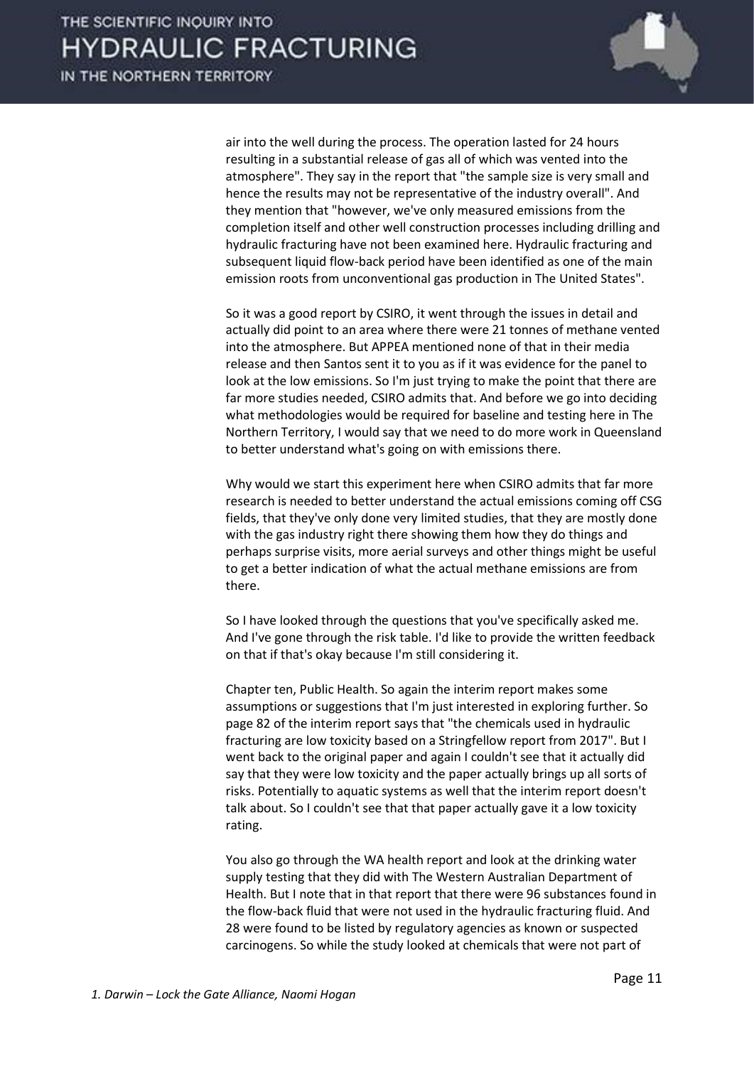air into the well during the process. The operation lasted for 24 hours resulting in a substantial release of gas all of which was vented into the atmosphere". They say in the report that "the sample size is very small and hence the results may not be representative of the industry overall". And they mention that "however, we've only measured emissions from the completion itself and other well construction processes including drilling and hydraulic fracturing have not been examined here. Hydraulic fracturing and subsequent liquid flow-back period have been identified as one of the main emission roots from unconventional gas production in The United States".

So it was a good report by CSIRO, it went through the issues in detail and actually did point to an area where there were 21 tonnes of methane vented into the atmosphere. But APPEA mentioned none of that in their media release and then Santos sent it to you as if it was evidence for the panel to look at the low emissions. So I'm just trying to make the point that there are far more studies needed, CSIRO admits that. And before we go into deciding what methodologies would be required for baseline and testing here in The Northern Territory, I would say that we need to do more work in Queensland to better understand what's going on with emissions there.

Why would we start this experiment here when CSIRO admits that far more research is needed to better understand the actual emissions coming off CSG fields, that they've only done very limited studies, that they are mostly done with the gas industry right there showing them how they do things and perhaps surprise visits, more aerial surveys and other things might be useful to get a better indication of what the actual methane emissions are from there.

So I have looked through the questions that you've specifically asked me. And I've gone through the risk table. I'd like to provide the written feedback on that if that's okay because I'm still considering it.

Chapter ten, Public Health. So again the interim report makes some assumptions or suggestions that I'm just interested in exploring further. So page 82 of the interim report says that "the chemicals used in hydraulic fracturing are low toxicity based on a Stringfellow report from 2017". But I went back to the original paper and again I couldn't see that it actually did say that they were low toxicity and the paper actually brings up all sorts of risks. Potentially to aquatic systems as well that the interim report doesn't talk about. So I couldn't see that that paper actually gave it a low toxicity rating.

You also go through the WA health report and look at the drinking water supply testing that they did with The Western Australian Department of Health. But I note that in that report that there were 96 substances found in the flow-back fluid that were not used in the hydraulic fracturing fluid. And 28 were found to be listed by regulatory agencies as known or suspected carcinogens. So while the study looked at chemicals that were not part of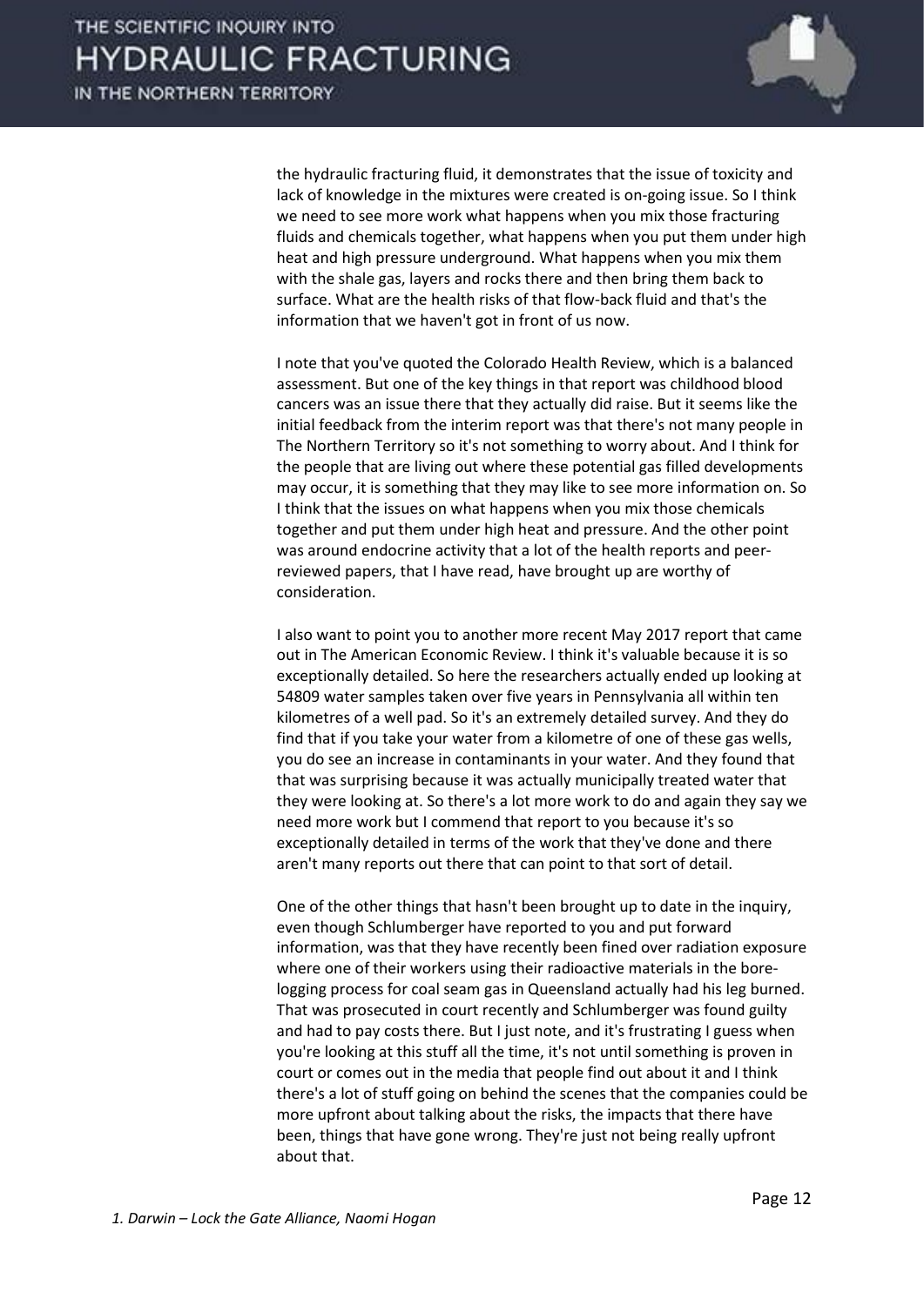the hydraulic fracturing fluid, it demonstrates that the issue of toxicity and lack of knowledge in the mixtures were created is on-going issue. So I think we need to see more work what happens when you mix those fracturing fluids and chemicals together, what happens when you put them under high heat and high pressure underground. What happens when you mix them with the shale gas, layers and rocks there and then bring them back to surface. What are the health risks of that flow-back fluid and that's the information that we haven't got in front of us now.

I note that you've quoted the Colorado Health Review, which is a balanced assessment. But one of the key things in that report was childhood blood cancers was an issue there that they actually did raise. But it seems like the initial feedback from the interim report was that there's not many people in The Northern Territory so it's not something to worry about. And I think for the people that are living out where these potential gas filled developments may occur, it is something that they may like to see more information on. So I think that the issues on what happens when you mix those chemicals together and put them under high heat and pressure. And the other point was around endocrine activity that a lot of the health reports and peer-reviewed papers, that I have read, have brought up are worthy of consideration.

I also want to point you to another more recent May 2017 report that came out in The American Economic Review. I think it's valuable because it is so exceptionally detailed. So here the researchers actually ended up looking at 54809 water samples taken over five years in Pennsylvania all within ten kilometres of a well pad. So it's an extremely detailed survey. And they do find that if you take your water from a kilometre of one of these gas wells, you do see an increase in contaminants in your water. And they found that that was surprising because it was actually municipally treated water that they were looking at. So there's a lot more work to do and again they say we need more work but I commend that report to you because it's so exceptionally detailed in terms of the work that they've done and there aren't many reports out there that can point to that sort of detail.

One of the other things that hasn't been brought up to date in the inquiry, even though Schlumberger have reported to you and put forward information, was that they have recently been fined over radiation exposure where one of their workers using their radioactive materials in the bore-logging process for coal seam gas in Queensland actually had his leg burned. That was prosecuted in court recently and Schlumberger was found guilty and had to pay costs there. But I just note, and it's frustrating I guess when you're looking at this stuff all the time, it's not until something is proven in court or comes out in the media that people find out about it and I think there's a lot of stuff going on behind the scenes that the companies could be more upfront about talking about the risks, the impacts that there have been, things that have gone wrong. They're just not being really upfront about that.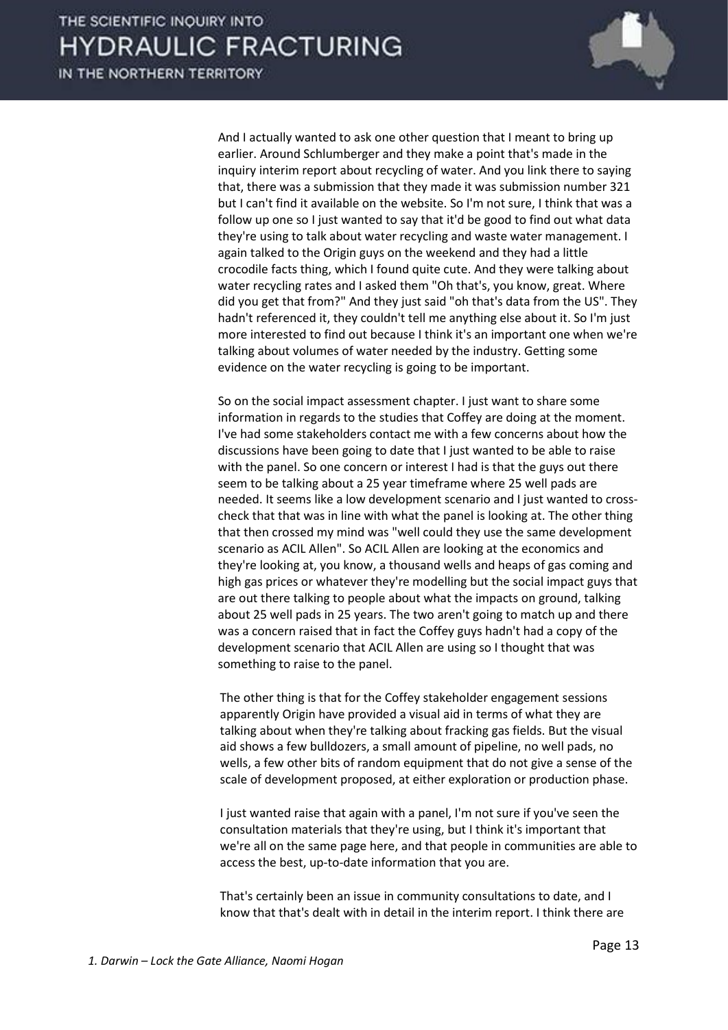And I actually wanted to ask one other question that I meant to bring up earlier. Around Schlumberger and they make a point that's made in the inquiry interim report about recycling of water. And you link there to saying that, there was a submission that they made it was submission number 321 but I can't find it available on the website. So I'm not sure, I think that was a follow up one so I just wanted to say that it'd be good to find out what data they're using to talk about water recycling and waste water management. I again talked to the Origin guys on the weekend and they had a little crocodile facts thing, which I found quite cute. And they were talking about water recycling rates and I asked them "Oh that's, you know, great. Where did you get that from?" And they just said "oh that's data from the US". They hadn't referenced it, they couldn't tell me anything else about it. So I'm just more interested to find out because I think it's an important one when we're talking about volumes of water needed by the industry. Getting some evidence on the water recycling is going to be important.

So on the social impact assessment chapter. I just want to share some information in regards to the studies that Coffey are doing at the moment. I've had some stakeholders contact me with a few concerns about how the discussions have been going to date that I just wanted to be able to raise with the panel. So one concern or interest I had is that the guys out there seem to be talking about a 25 year timeframe where 25 well pads are needed. It seems like a low development scenario and I just wanted to cross-check that that was in line with what the panel is looking at. The other thing that then crossed my mind was "well could they use the same development scenario as ACIL Allen". So ACIL Allen are looking at the economics and they're looking at, you know, a thousand wells and heaps of gas coming and high gas prices or whatever they're modelling but the social impact guys that are out there talking to people about what the impacts on ground, talking about 25 well pads in 25 years. The two aren't going to match up and there was a concern raised that in fact the Coffey guys hadn't had a copy of the development scenario that ACIL Allen are using so I thought that was something to raise to the panel.

The other thing is that for the Coffey stakeholder engagement sessions apparently Origin have provided a visual aid in terms of what they are talking about when they're talking about fracking gas fields. But the visual aid shows a few bulldozers, a small amount of pipeline, no well pads, no wells, a few other bits of random equipment that do not give a sense of the scale of development proposed, at either exploration or production phase.

I just wanted raise that again with a panel, I'm not sure if you've seen the consultation materials that they're using, but I think it's important that we're all on the same page here, and that people in communities are able to access the best, up-to-date information that you are.

That's certainly been an issue in community consultations to date, and I know that that's dealt with in detail in the interim report. I think there are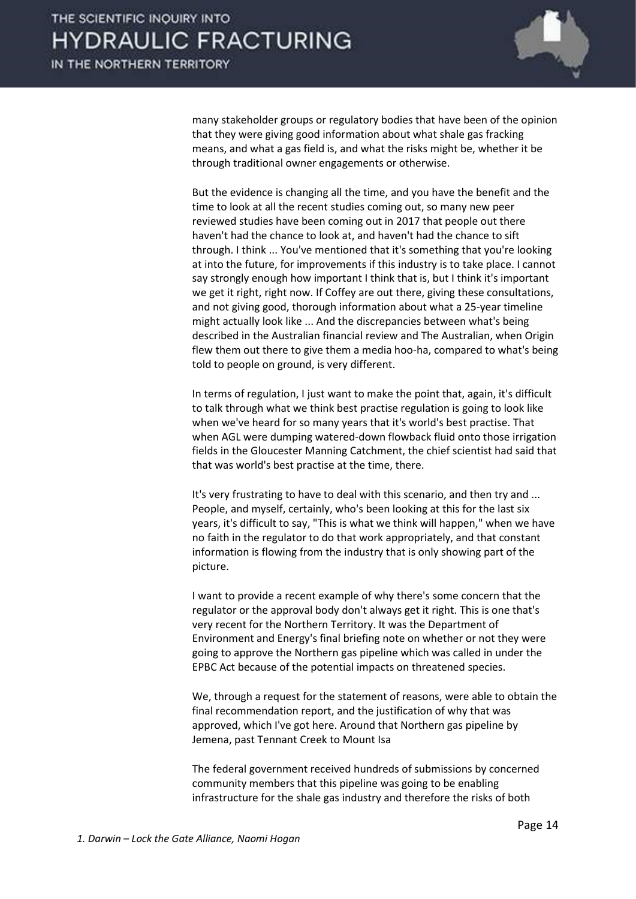many stakeholder groups or regulatory bodies that have been of the opinion that they were giving good information about what shale gas fracking means, and what a gas field is, and what the risks might be, whether it be through traditional owner engagements or otherwise.

But the evidence is changing all the time, and you have the benefit and the time to look at all the recent studies coming out, so many new peer reviewed studies have been coming out in 2017 that people out there haven't had the chance to look at, and haven't had the chance to sift through. I think ... You've mentioned that it's something that you're looking at into the future, for improvements if this industry is to take place. I cannot say strongly enough how important I think that is, but I think it's important we get it right, right now. If Coffey are out there, giving these consultations, and not giving good, thorough information about what a 25-year timeline might actually look like ... And the discrepancies between what's being described in the Australian financial review and The Australian, when Origin flew them out there to give them a media hoo-ha, compared to what's being told to people on ground, is very different.

In terms of regulation, I just want to make the point that, again, it's difficult to talk through what we think best practise regulation is going to look like when we've heard for so many years that it's world's best practise. That when AGL were dumping watered-down flowback fluid onto those irrigation fields in the Gloucester Manning Catchment, the chief scientist had said that that was world's best practise at the time, there.

It's very frustrating to have to deal with this scenario, and then try and ... People, and myself, certainly, who's been looking at this for the last six years, it's difficult to say, "This is what we think will happen," when we have no faith in the regulator to do that work appropriately, and that constant information is flowing from the industry that is only showing part of the picture.

I want to provide a recent example of why there's some concern that the regulator or the approval body don't always get it right. This is one that's very recent for the Northern Territory. It was the Department of Environment and Energy's final briefing note on whether or not they were going to approve the Northern gas pipeline which was called in under the EPBC Act because of the potential impacts on threatened species.

We, through a request for the statement of reasons, were able to obtain the final recommendation report, and the justification of why that was approved, which I've got here. Around that Northern gas pipeline by Jemena, past Tennant Creek to Mount Isa

The federal government received hundreds of submissions by concerned community members that this pipeline was going to be enabling infrastructure for the shale gas industry and therefore the risks of both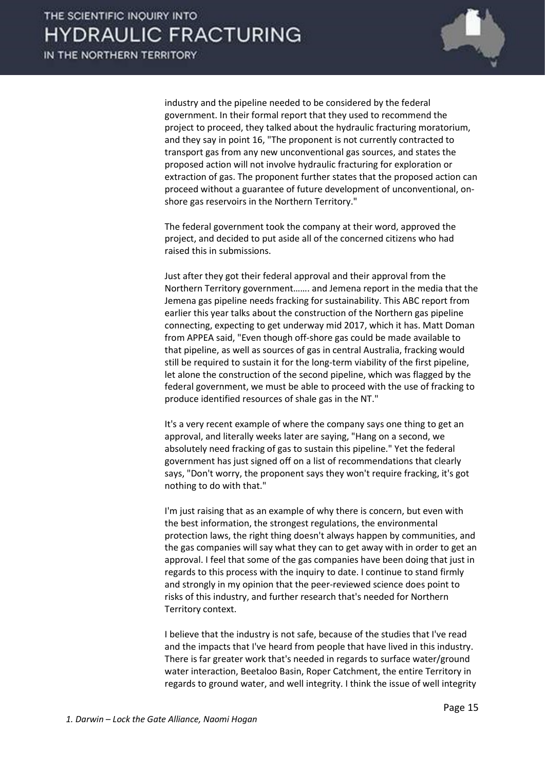industry and the pipeline needed to be considered by the federal government. In their formal report that they used to recommend the project to proceed, they talked about the hydraulic fracturing moratorium, and they say in point 16, "The proponent is not currently contracted to transport gas from any new unconventional gas sources, and states the proposed action will not involve hydraulic fracturing for exploration or extraction of gas. The proponent further states that the proposed action can proceed without a guarantee of future development of unconventional, on-shore gas reservoirs in the Northern Territory."

The federal government took the company at their word, approved the project, and decided to put aside all of the concerned citizens who had raised this in submissions.

Just after they got their federal approval and their approval from the Northern Territory government……. and Jemena report in the media that the Jemena gas pipeline needs fracking for sustainability. This ABC report from earlier this year talks about the construction of the Northern gas pipeline connecting, expecting to get underway mid 2017, which it has. Matt Doman from APPEA said, "Even though off-shore gas could be made available to that pipeline, as well as sources of gas in central Australia, fracking would still be required to sustain it for the long-term viability of the first pipeline, let alone the construction of the second pipeline, which was flagged by the federal government, we must be able to proceed with the use of fracking to produce identified resources of shale gas in the NT."

It's a very recent example of where the company says one thing to get an approval, and literally weeks later are saying, "Hang on a second, we absolutely need fracking of gas to sustain this pipeline." Yet the federal government has just signed off on a list of recommendations that clearly says, "Don't worry, the proponent says they won't require fracking, it's got nothing to do with that."

I'm just raising that as an example of why there is concern, but even with the best information, the strongest regulations, the environmental protection laws, the right thing doesn't always happen by communities, and the gas companies will say what they can to get away with in order to get an approval. I feel that some of the gas companies have been doing that just in regards to this process with the inquiry to date. I continue to stand firmly and strongly in my opinion that the peer-reviewed science does point to risks of this industry, and further research that's needed for Northern Territory context.

I believe that the industry is not safe, because of the studies that I've read and the impacts that I've heard from people that have lived in this industry. There is far greater work that's needed in regards to surface water/ground water interaction, Beetaloo Basin, Roper Catchment, the entire Territory in regards to ground water, and well integrity. I think the issue of well integrity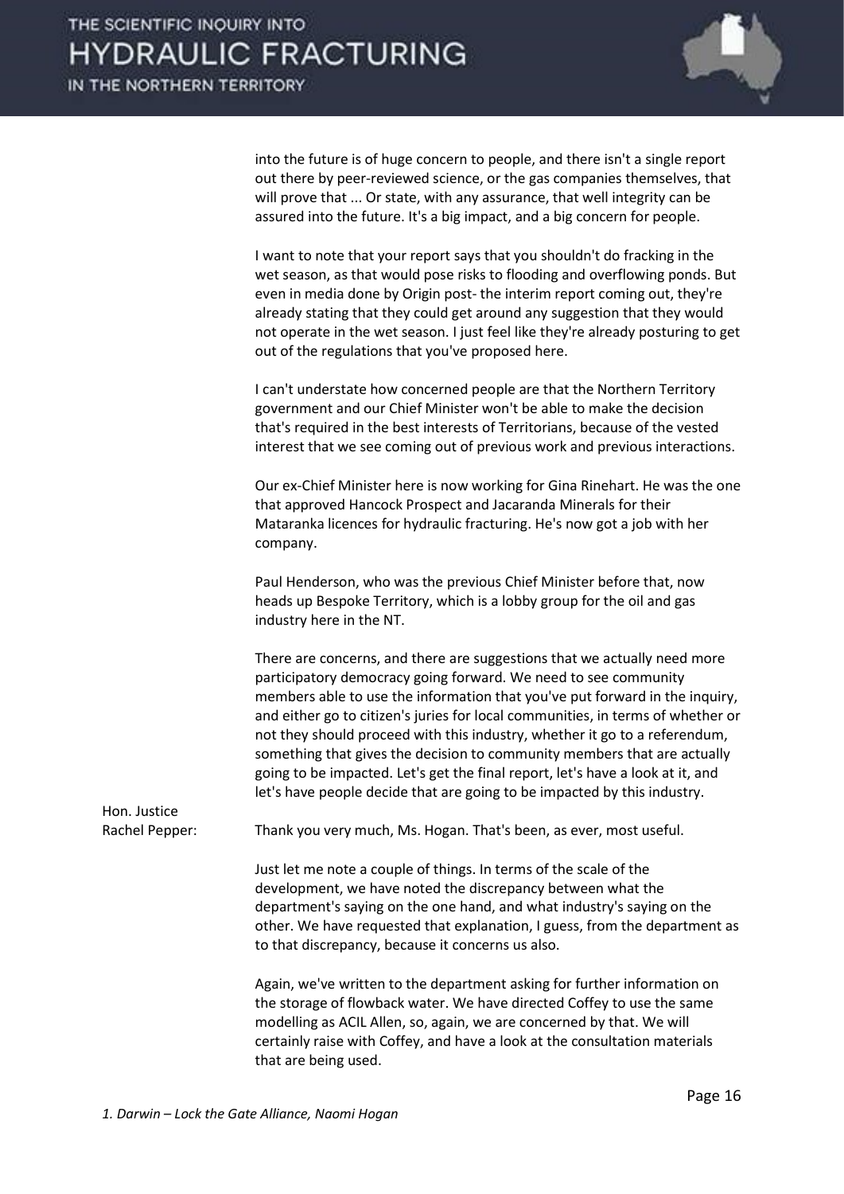into the future is of huge concern to people, and there isn't a single report out there by peer-reviewed science, or the gas companies themselves, that will prove that ... Or state, with any assurance, that well integrity can be assured into the future. It's a big impact, and a big concern for people.

I want to note that your report says that you shouldn't do fracking in the wet season, as that would pose risks to flooding and overflowing ponds. But even in media done by Origin post- the interim report coming out, they're already stating that they could get around any suggestion that they would not operate in the wet season. I just feel like they're already posturing to get out of the regulations that you've proposed here.

I can't understate how concerned people are that the Northern Territory government and our Chief Minister won't be able to make the decision that's required in the best interests of Territorians, because of the vested interest that we see coming out of previous work and previous interactions.

Our ex-Chief Minister here is now working for Gina Rinehart. He was the one that approved Hancock Prospect and Jacaranda Minerals for their Mataranka licences for hydraulic fracturing. He's now got a job with her company.

Paul Henderson, who was the previous Chief Minister before that, now heads up Bespoke Territory, which is a lobby group for the oil and gas industry here in the NT.

There are concerns, and there are suggestions that we actually need more participatory democracy going forward. We need to see community members able to use the information that you've put forward in the inquiry, and either go to citizen's juries for local communities, in terms of whether or not they should proceed with this industry, whether it go to a referendum, something that gives the decision to community members that are actually going to be impacted. Let's get the final report, let's have a look at it, and let's have people decide that are going to be impacted by this industry.

**Hon. Justice Rachel Pepper:** Thank you very much, Ms. Hogan. That's been, as ever, most useful.

Just let me note a couple of things. In terms of the scale of the development, we have noted the discrepancy between what the department's saying on the one hand, and what industry's saying on the other. We have requested that explanation, I guess, from the department as to that discrepancy, because it concerns us also.

Again, we've written to the department asking for further information on the storage of flowback water. We have directed Coffey to use the same modelling as ACIL Allen, so, again, we are concerned by that. We will certainly raise with Coffey, and have a look at the consultation materials that are being used.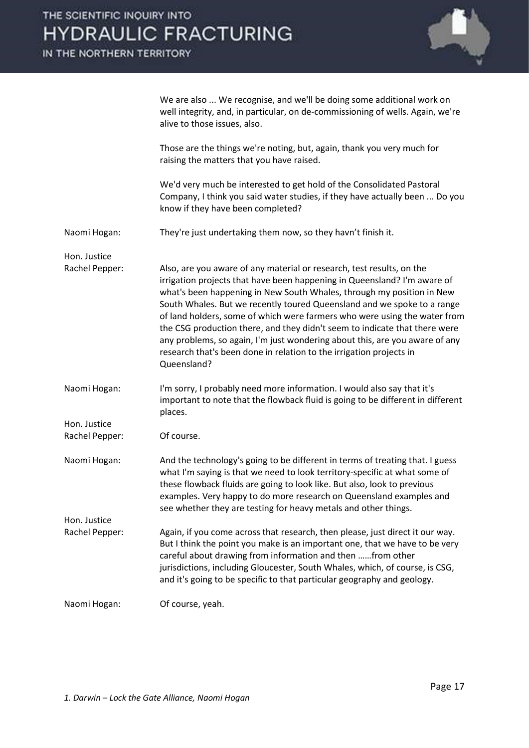We are also ... We recognise, and we'll be doing some additional work on well integrity, and, in particular, on de-commissioning of wells. Again, we're alive to those issues, also.

Those are the things we're noting, but, again, thank you very much for raising the matters that you have raised.

We'd very much be interested to get hold of the Consolidated Pastoral Company, I think you said water studies, if they have actually been ... Do you know if they have been completed?

**Naomi Hogan:** They're just undertaking them now, so they havn't finish it.

**Hon. Justice Rachel Pepper:** Also, are you aware of any material or research, test results, on the irrigation projects that have been happening in Queensland? I'm aware of what's been happening in New South Whales, through my position in New South Whales. But we recently toured Queensland and we spoke to a range of land holders, some of which were farmers who were using the water from the CSG production there, and they didn't seem to indicate that there were any problems, so again, I'm just wondering about this, are you aware of any research that's been done in relation to the irrigation projects in Queensland?

**Naomi Hogan:** I'm sorry, I probably need more information. I would also say that it's important to note that the flowback fluid is going to be different in different places.

**Hon. Justice Rachel Pepper:** Of course.

**Naomi Hogan:** And the technology's going to be different in terms of treating that. I guess what I'm saying is that we need to look territory-specific at what some of these flowback fluids are going to look like. But also, look to previous examples. Very happy to do more research on Queensland examples and see whether they are testing for heavy metals and other things.

**Hon. Justice Rachel Pepper:** Again, if you come across that research, then please, just direct it our way. But I think the point you make is an important one, that we have to be very careful about drawing from information and then ……from other jurisdictions, including Gloucester, South Whales, which, of course, is CSG, and it's going to be specific to that particular geography and geology.

**Naomi Hogan:** Of course, yeah.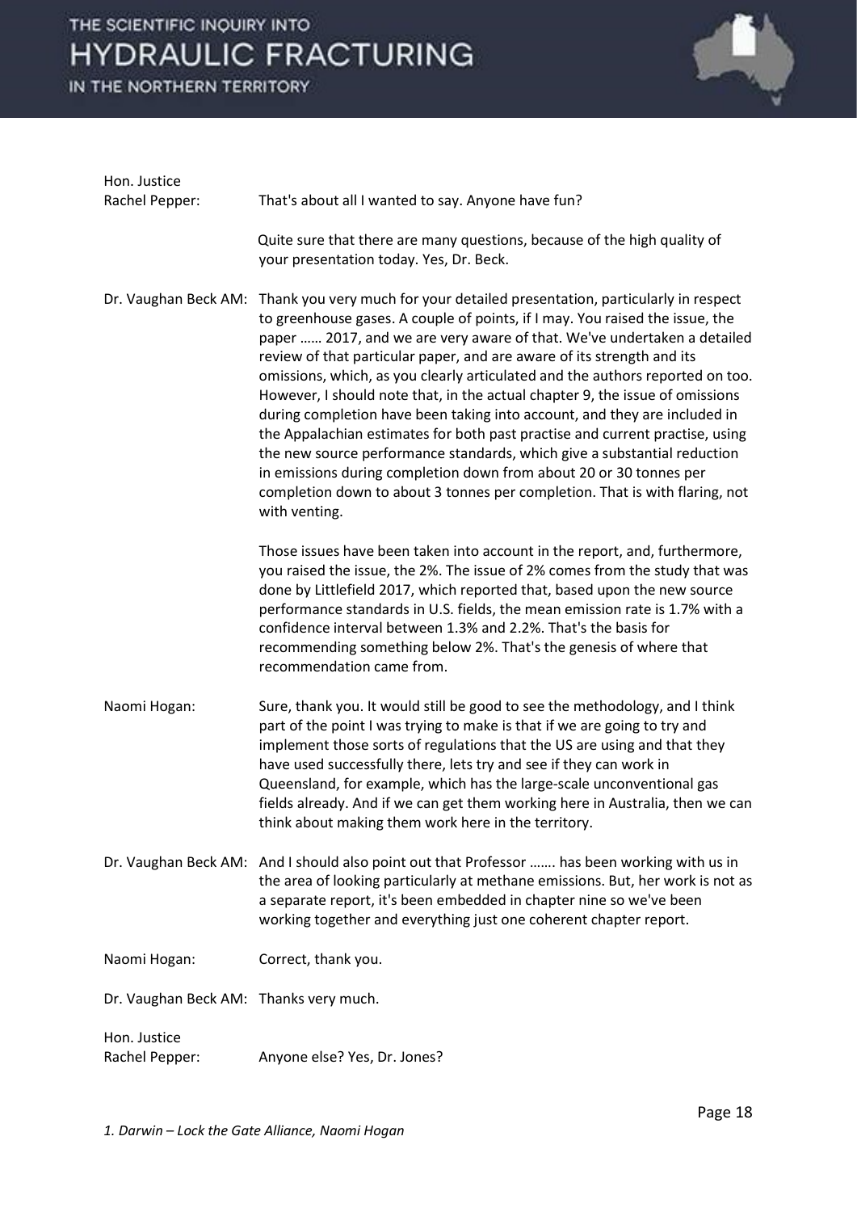**Hon. Justice Rachel Pepper:** That's about all I wanted to say. Anyone have fun?

Quite sure that there are many questions, because of the high quality of your presentation today. Yes, Dr. Beck.

**Dr. Vaughan Beck AM:** Thank you very much for your detailed presentation, particularly in respect to greenhouse gases. A couple of points, if I may. You raised the issue, the paper …… 2017, and we are very aware of that. We've undertaken a detailed review of that particular paper, and are aware of its strength and its omissions, which, as you clearly articulated and the authors reported on too. However, I should note that, in the actual chapter 9, the issue of omissions during completion have been taking into account, and they are included in the Appalachian estimates for both past practise and current practise, using the new source performance standards, which give a substantial reduction in emissions during completion down from about 20 or 30 tonnes per completion down to about 3 tonnes per completion. That is with flaring, not with venting.

Those issues have been taken into account in the report, and, furthermore, you raised the issue, the 2%. The issue of 2% comes from the study that was done by Littlefield 2017, which reported that, based upon the new source performance standards in U.S. fields, the mean emission rate is 1.7% with a confidence interval between 1.3% and 2.2%. That's the basis for recommending something below 2%. That's the genesis of where that recommendation came from.

**Naomi Hogan:** Sure, thank you. It would still be good to see the methodology, and I think part of the point I was trying to make is that if we are going to try and implement those sorts of regulations that the US are using and that they have used successfully there, lets try and see if they can work in Queensland, for example, which has the large-scale unconventional gas fields already. And if we can get them working here in Australia, then we can think about making them work here in the territory.

**Dr. Vaughan Beck AM:** And I should also point out that Professor ……. has been working with us in the area of looking particularly at methane emissions. But, her work is not as a separate report, it's been embedded in chapter nine so we've been working together and everything just one coherent chapter report.

**Naomi Hogan:** Correct, thank you.

**Dr. Vaughan Beck AM:** Thanks very much.

**Hon. Justice Rachel Pepper:** Anyone else? Yes, Dr. Jones?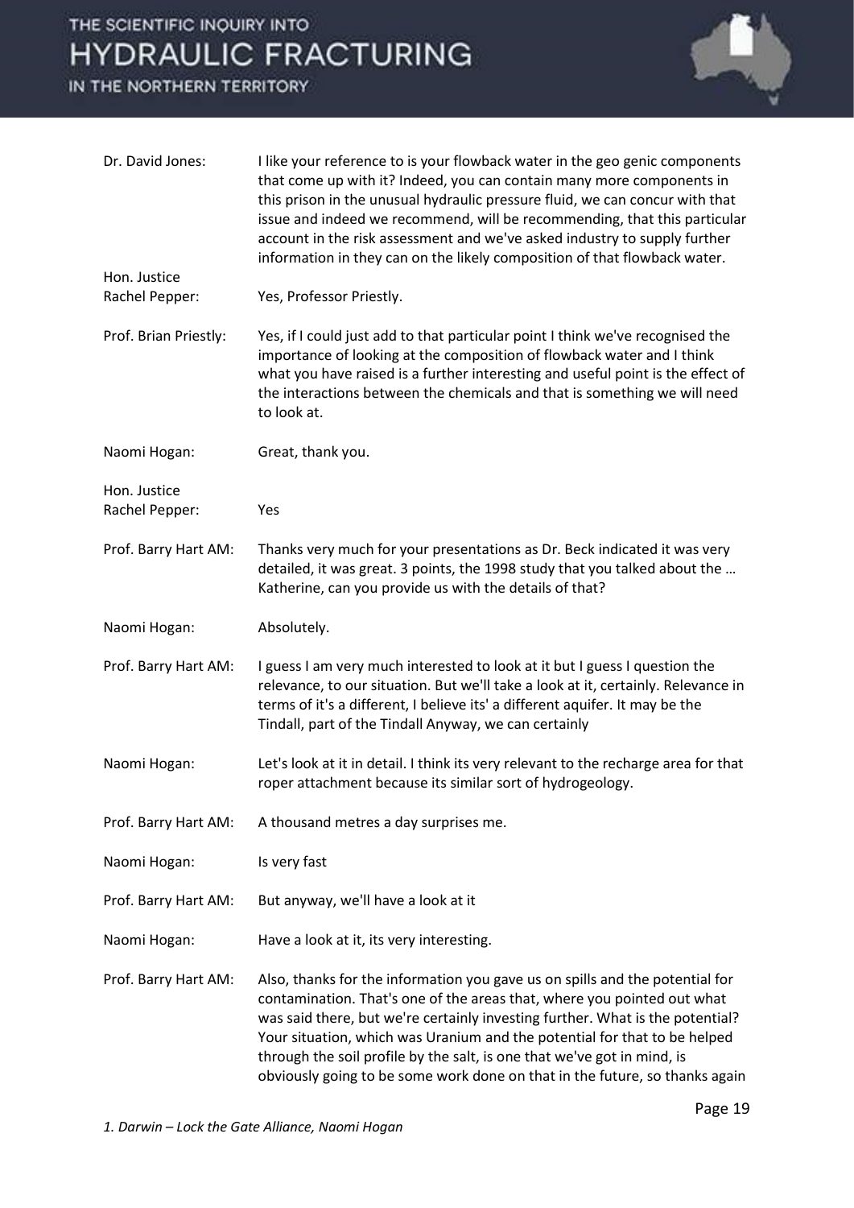Dr. David Jones: I like your reference to is your flowback water in the geo genic components that come up with it? Indeed, you can contain many more components in this prison in the unusual hydraulic pressure fluid, we can concur with that issue and indeed we recommend, will be recommending, that this particular account in the risk assessment and we've asked industry to supply further information in they can on the likely composition of that flowback water.

Hon. Justice Rachel Pepper: Yes, Professor Priestly.

Prof. Brian Priestly: Yes, if I could just add to that particular point I think we've recognised the importance of looking at the composition of flowback water and I think what you have raised is a further interesting and useful point is the effect of the interactions between the chemicals and that is something we will need to look at.

Naomi Hogan: Great, thank you.

Hon. Justice Rachel Pepper: Yes

Prof. Barry Hart AM: Thanks very much for your presentations as Dr. Beck indicated it was very detailed, it was great. 3 points, the 1998 study that you talked about the … Katherine, can you provide us with the details of that?

Naomi Hogan: Absolutely.

Prof. Barry Hart AM: I guess I am very much interested to look at it but I guess I question the relevance, to our situation. But we'll take a look at it, certainly. Relevance in terms of it's a different, I believe its' a different aquifer. It may be the Tindall, part of the Tindall Anyway, we can certainly

Naomi Hogan: Let's look at it in detail. I think its very relevant to the recharge area for that roper attachment because its similar sort of hydrogeology.

Prof. Barry Hart AM: A thousand metres a day surprises me.

Naomi Hogan: Is very fast

Prof. Barry Hart AM: But anyway, we'll have a look at it

Naomi Hogan: Have a look at it, its very interesting.

Prof. Barry Hart AM: Also, thanks for the information you gave us on spills and the potential for contamination. That's one of the areas that, where you pointed out what was said there, but we're certainly investing further. What is the potential? Your situation, which was Uranium and the potential for that to be helped through the soil profile by the salt, is one that we've got in mind, is obviously going to be some work done on that in the future, so thanks again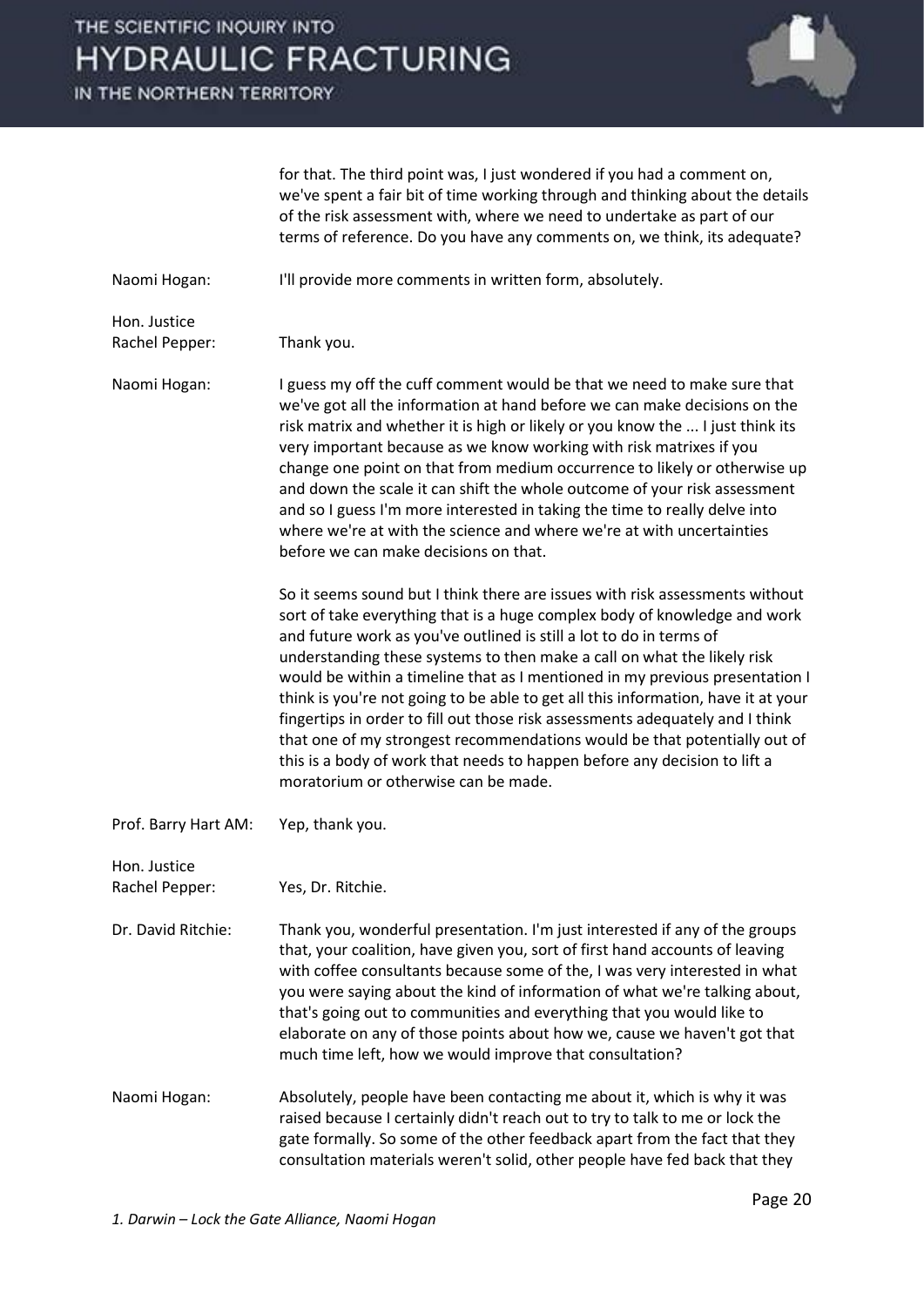for that. The third point was, I just wondered if you had a comment on, we've spent a fair bit of time working through and thinking about the details of the risk assessment with, where we need to undertake as part of our terms of reference. Do you have any comments on, we think, its adequate?

Naomi Hogan: I'll provide more comments in written form, absolutely.

Hon. Justice Rachel Pepper: Thank you.

Naomi Hogan: I guess my off the cuff comment would be that we need to make sure that we've got all the information at hand before we can make decisions on the risk matrix and whether it is high or likely or you know the ... I just think its very important because as we know working with risk matrixes if you change one point on that from medium occurrence to likely or otherwise up and down the scale it can shift the whole outcome of your risk assessment and so I guess I'm more interested in taking the time to really delve into where we're at with the science and where we're at with uncertainties before we can make decisions on that.

So it seems sound but I think there are issues with risk assessments without sort of take everything that is a huge complex body of knowledge and work and future work as you've outlined is still a lot to do in terms of understanding these systems to then make a call on what the likely risk would be within a timeline that as I mentioned in my previous presentation I think is you're not going to be able to get all this information, have it at your fingertips in order to fill out those risk assessments adequately and I think that one of my strongest recommendations would be that potentially out of this is a body of work that needs to happen before any decision to lift a moratorium or otherwise can be made.

Prof. Barry Hart AM: Yep, thank you.

Hon. Justice Rachel Pepper: Yes, Dr. Ritchie.

Dr. David Ritchie: Thank you, wonderful presentation. I'm just interested if any of the groups that, your coalition, have given you, sort of first hand accounts of leaving with coffee consultants because some of the, I was very interested in what you were saying about the kind of information of what we're talking about, that's going out to communities and everything that you would like to elaborate on any of those points about how we, cause we haven't got that much time left, how we would improve that consultation?

Naomi Hogan: Absolutely, people have been contacting me about it, which is why it was raised because I certainly didn't reach out to try to talk to me or lock the gate formally. So some of the other feedback apart from the fact that they consultation materials weren't solid, other people have fed back that they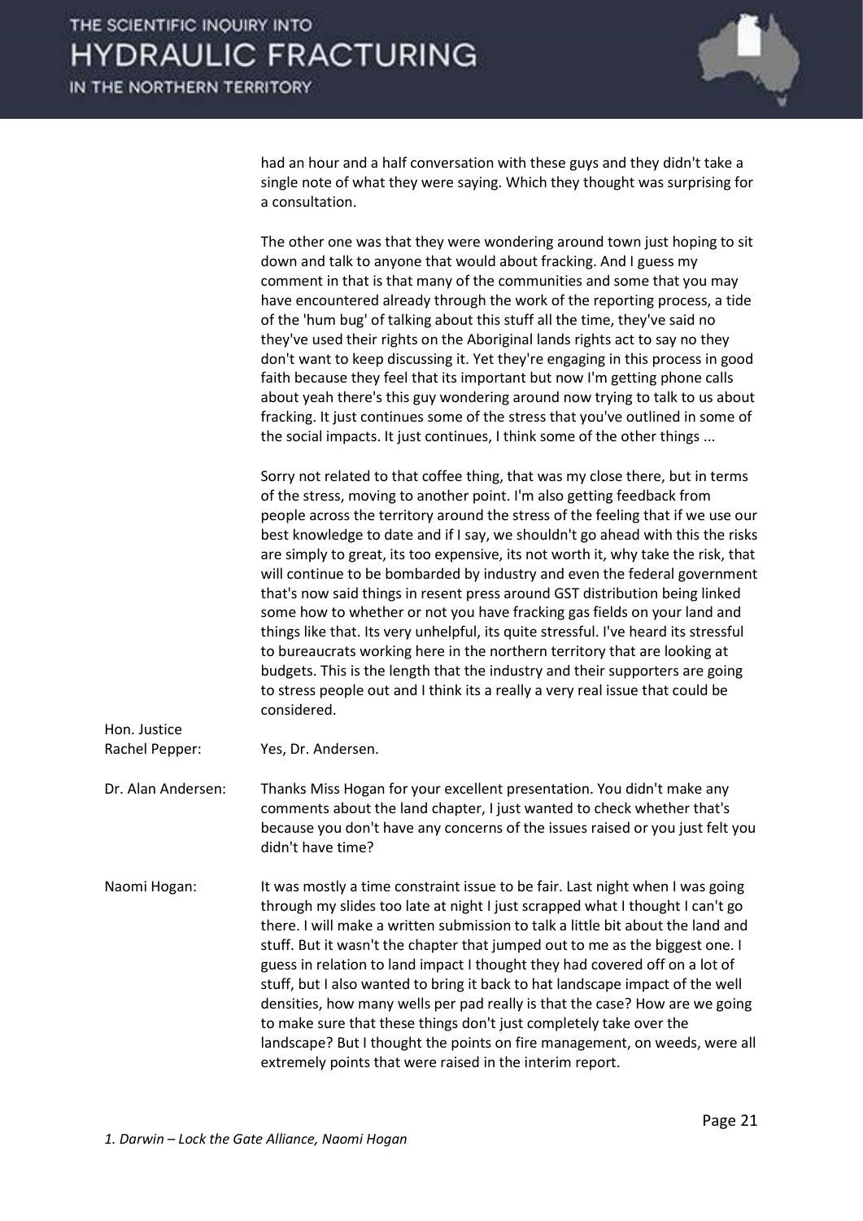had an hour and a half conversation with these guys and they didn't take a single note of what they were saying. Which they thought was surprising for a consultation.

The other one was that they were wondering around town just hoping to sit down and talk to anyone that would about fracking. And I guess my comment in that is that many of the communities and some that you may have encountered already through the work of the reporting process, a tide of the 'hum bug' of talking about this stuff all the time, they've said no they've used their rights on the Aboriginal lands rights act to say no they don't want to keep discussing it. Yet they're engaging in this process in good faith because they feel that its important but now I'm getting phone calls about yeah there's this guy wondering around now trying to talk to us about fracking. It just continues some of the stress that you've outlined in some of the social impacts. It just continues, I think some of the other things ...

Sorry not related to that coffee thing, that was my close there, but in terms of the stress, moving to another point. I'm also getting feedback from people across the territory around the stress of the feeling that if we use our best knowledge to date and if I say, we shouldn't go ahead with this the risks are simply to great, its too expensive, its not worth it, why take the risk, that will continue to be bombarded by industry and even the federal government that's now said things in resent press around GST distribution being linked some how to whether or not you have fracking gas fields on your land and things like that. Its very unhelpful, its quite stressful. I've heard its stressful to bureaucrats working here in the northern territory that are looking at budgets. This is the length that the industry and their supporters are going to stress people out and I think its a really a very real issue that could be considered.

**Hon. Justice Rachel Pepper:** Yes, Dr. Andersen.

**Dr. Alan Andersen:** Thanks Miss Hogan for your excellent presentation. You didn't make any comments about the land chapter, I just wanted to check whether that's because you don't have any concerns of the issues raised or you just felt you didn't have time?

**Naomi Hogan:** It was mostly a time constraint issue to be fair. Last night when I was going through my slides too late at night I just scrapped what I thought I can't go there. I will make a written submission to talk a little bit about the land and stuff. But it wasn't the chapter that jumped out to me as the biggest one. I guess in relation to land impact I thought they had covered off on a lot of stuff, but I also wanted to bring it back to hat landscape impact of the well densities, how many wells per pad really is that the case? How are we going to make sure that these things don't just completely take over the landscape? But I thought the points on fire management, on weeds, were all extremely points that were raised in the interim report.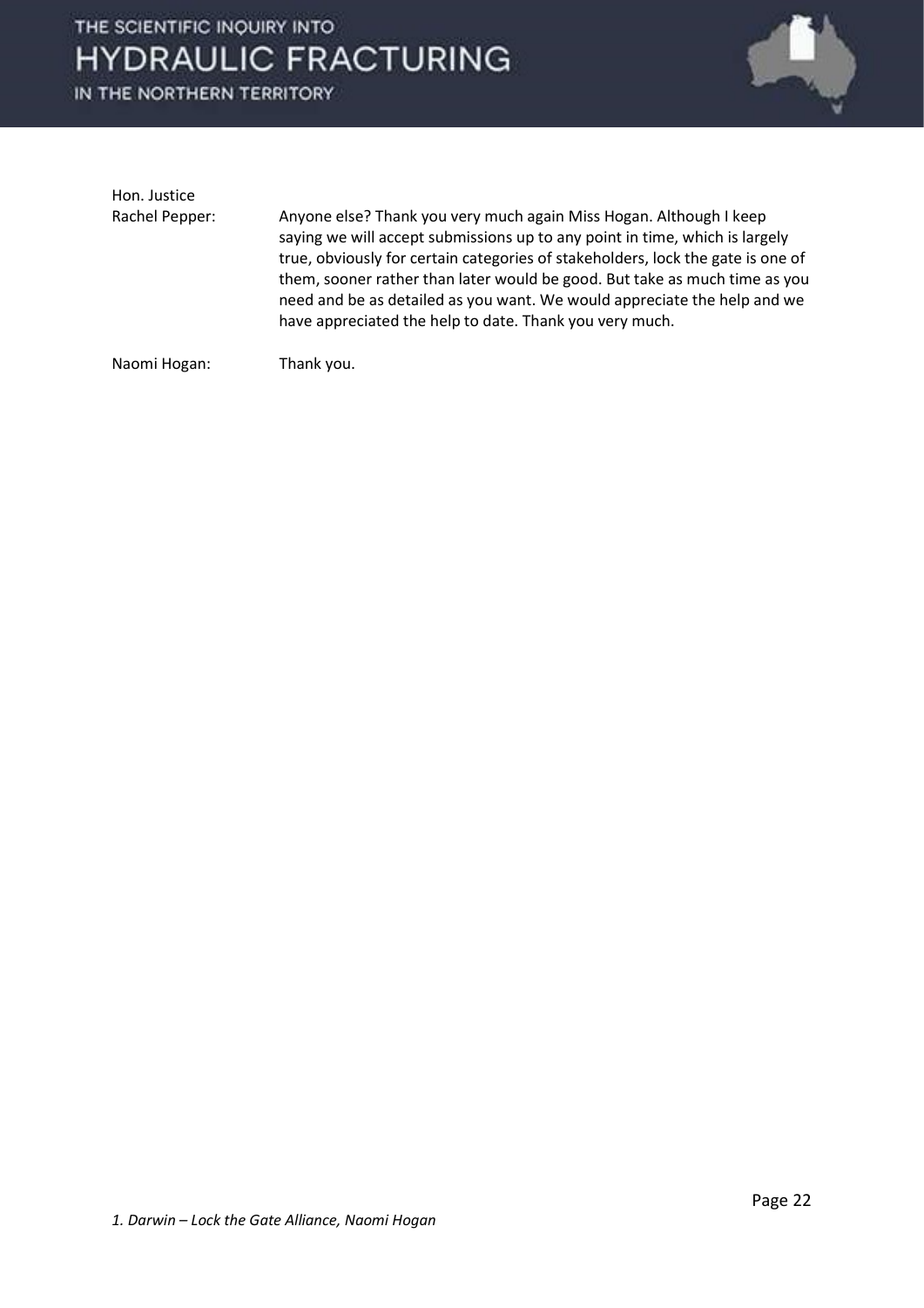Hon. Justice Rachel Pepper: Anyone else? Thank you very much again Miss Hogan. Although I keep saying we will accept submissions up to any point in time, which is largely true, obviously for certain categories of stakeholders, lock the gate is one of them, sooner rather than later would be good. But take as much time as you need and be as detailed as you want. We would appreciate the help and we have appreciated the help to date. Thank you very much.

Naomi Hogan: Thank you.